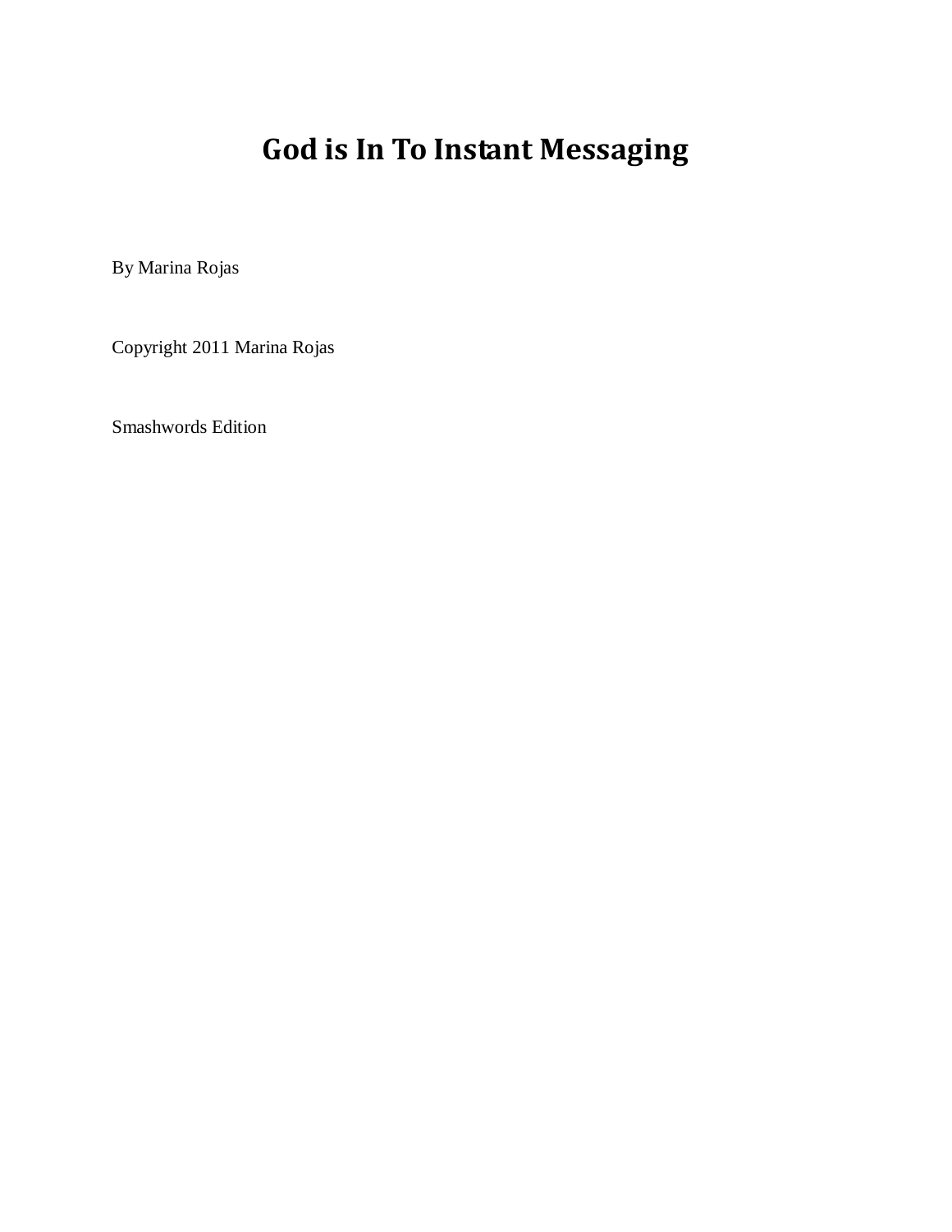# God is In To Instant Messaging

By Marina Rojas

Copyright 2011 Marina Rojas

Smashwords Edition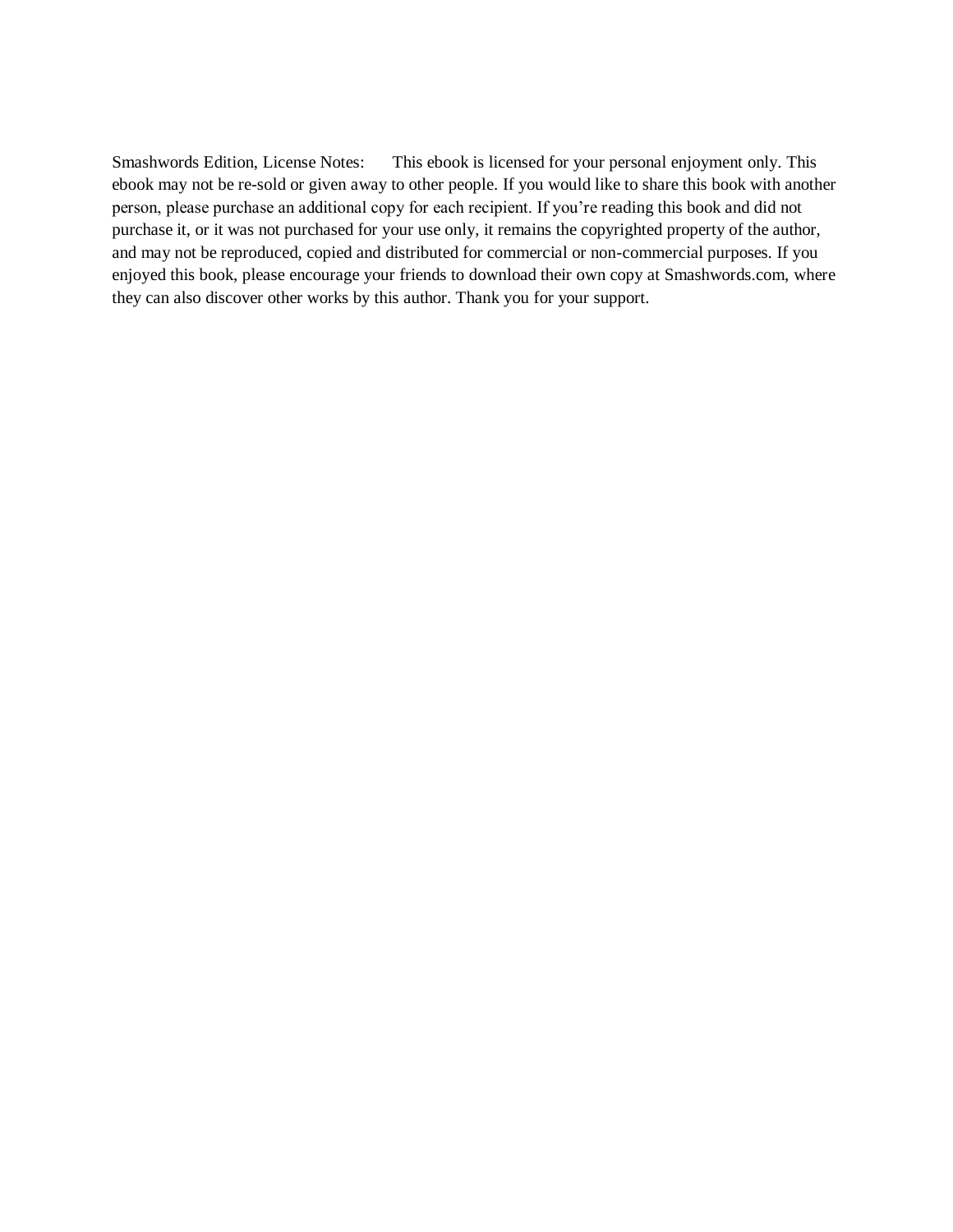Smashwords Edition, License Notes: This ebook is licensed for your personal enjoyment only. This ebook may not be re-sold or given away to other people. If you would like to share this book with another person, please purchase an additional copy for each recipient. If you're reading this book and did not purchase it, or it was not purchased for your use only, it remains the copyrighted property of the author, and may not be reproduced, copied and distributed for commercial or non-commercial purposes. If you enjoyed this book, please encourage your friends to download their own copy at Smashwords.com, where they can also discover other works by this author. Thank you for your support.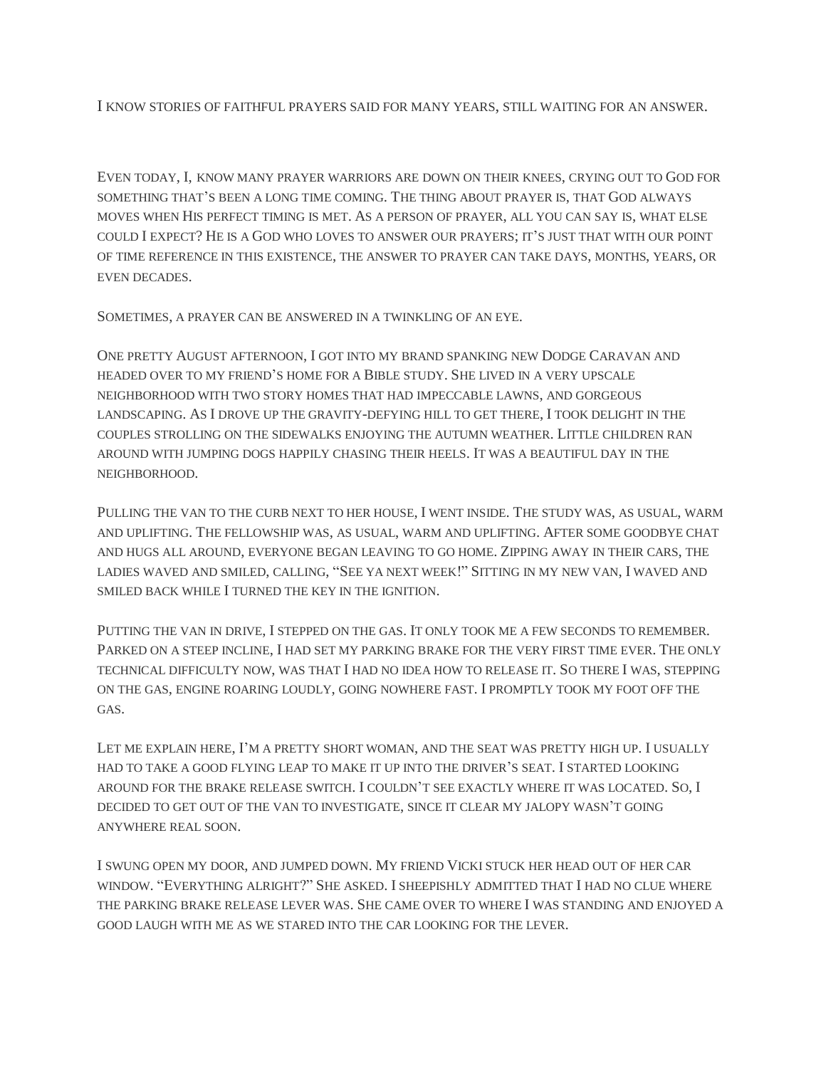I know stories of faithful prayers said for many years, still waiting for an answer.

Even today, I, know many prayer warriors are down on their knees, crying out to God for something that's been a long time coming. The thing about prayer is, that God always moves when His perfect timing is met. As a person of prayer, all you can say is, what else could I expect? He is a God who loves to answer our prayers; it's just that with our point of time reference in this existence, the answer to prayer can take days, months, years, or even decades.

Sometimes, a prayer can be answered in a twinkling of an eye.

One pretty August afternoon, I got into my brand spanking new Dodge Caravan and headed over to my friend's home for a Bible study. She lived in a very upscale neighborhood with two story homes that had impeccable lawns, and gorgeous landscaping. As I drove up the gravity-defying hill to get there, I took delight in the couples strolling on the sidewalks enjoying the autumn weather. Little children ran around with jumping dogs happily chasing their heels. It was a beautiful day in the neighborhood.

Pulling the van to the curb next to her house, I went inside. The study was, as usual, warm and uplifting. The fellowship was, as usual, warm and uplifting. After some goodbye chat and hugs all around, everyone began leaving to go home. Zipping away in their cars, the ladies waved and smiled, calling, "See ya next week!" Sitting in my new van, I waved and smiled back while I turned the key in the ignition.

Putting the van in drive, I stepped on the gas. It only took me a few seconds to remember. Parked on a steep incline, I had set my parking brake for the very first time ever. The only technical difficulty now, was that I had no idea how to release it. So there I was, stepping on the gas, engine roaring loudly, going nowhere fast. I promptly took my foot off the gas.

Let me explain here, I'm a pretty short woman, and the seat was pretty high up. I usually had to take a good flying leap to make it up into the driver's seat. I started looking around for the brake release switch. I couldn't see exactly where it was located. So, I decided to get out of the van to investigate, since it clear my jalopy wasn't going anywhere real soon.

I swung open my door, and jumped down. My friend Vicki stuck her head out of her car window. "Everything alright?" She asked. I sheepishly admitted that I had no clue where the parking brake release lever was. She came over to where I was standing and enjoyed a good laugh with me as we stared into the car looking for the lever.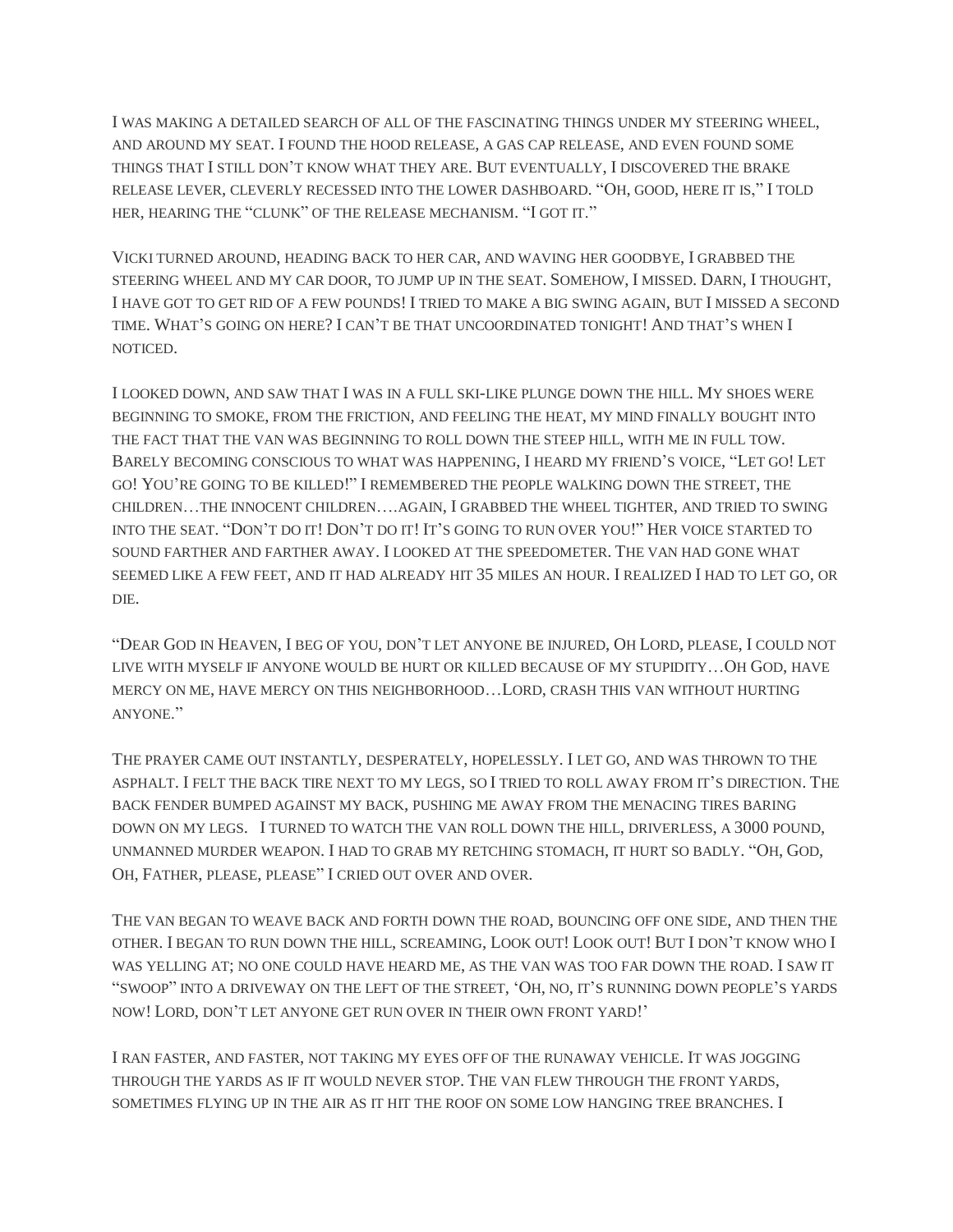I was making a detailed search of all of the fascinating things under my steering wheel, and around my seat. I found the hood release, a gas cap release, and even found some things that I still don't know what they are. But eventually, I discovered the brake release lever, cleverly recessed into the lower dashboard. "Oh, good, here it is," I told her, hearing the "clunk" of the release mechanism. "I got it."

Vicki turned around, heading back to her car, and waving her goodbye, I grabbed the steering wheel and my car door, to jump up in the seat. Somehow, I missed. Darn, I thought, I have got to get rid of a few pounds! I tried to make a big swing again, but I missed a second time. What's going on here? I can't be that uncoordinated tonight! And that's when I noticed.

I looked down, and saw that I was in a full ski-like plunge down the hill. My shoes were beginning to smoke, from the friction, and feeling the heat, my mind finally bought into the fact that the van was beginning to roll down the steep hill, with me in full tow. Barely becoming conscious to what was happening, I heard my friend's voice, "Let go! Let go! You're going to be killed!" I remembered the people walking down the street, the children…the innocent children….again, I grabbed the wheel tighter, and tried to swing into the seat. "Don't do it! Don't do it! It's going to run over you!" Her voice started to sound farther and farther away. I looked at the speedometer. The van had gone what seemed like a few feet, and it had already hit 35 miles an hour. I realized I had to let go, or die.

"Dear God in Heaven, I beg of you, don't let anyone be injured, Oh Lord, please, I could not live with myself if anyone would be hurt or killed because of my stupidity…Oh God, have mercy on me, have mercy on this neighborhood…Lord, crash this van without hurting anyone."

The prayer came out instantly, desperately, hopelessly. I let go, and was thrown to the asphalt. I felt the back tire next to my legs, so I tried to roll away from it's direction. The back fender bumped against my back, pushing me away from the menacing tires baring down on my legs. I turned to watch the van roll down the hill, driverless, a 3000 pound, unmanned murder weapon. I had to grab my retching stomach, it hurt so badly. "Oh, God, Oh, Father, please, please" I cried out over and over.

The van began to weave back and forth down the road, bouncing off one side, and then the other. I began to run down the hill, screaming, Look out! Look out! But I don't know who I was yelling at; no one could have heard me, as the van was too far down the road. I saw it "swoop" into a driveway on the left of the street, 'Oh, no, it's running down people's yards now! Lord, don't let anyone get run over in their own front yard!'

I ran faster, and faster, not taking my eyes off of the runaway vehicle. It was jogging through the yards as if it would never stop. The van flew through the front yards, sometimes flying up in the air as it hit the roof on some low hanging tree branches. I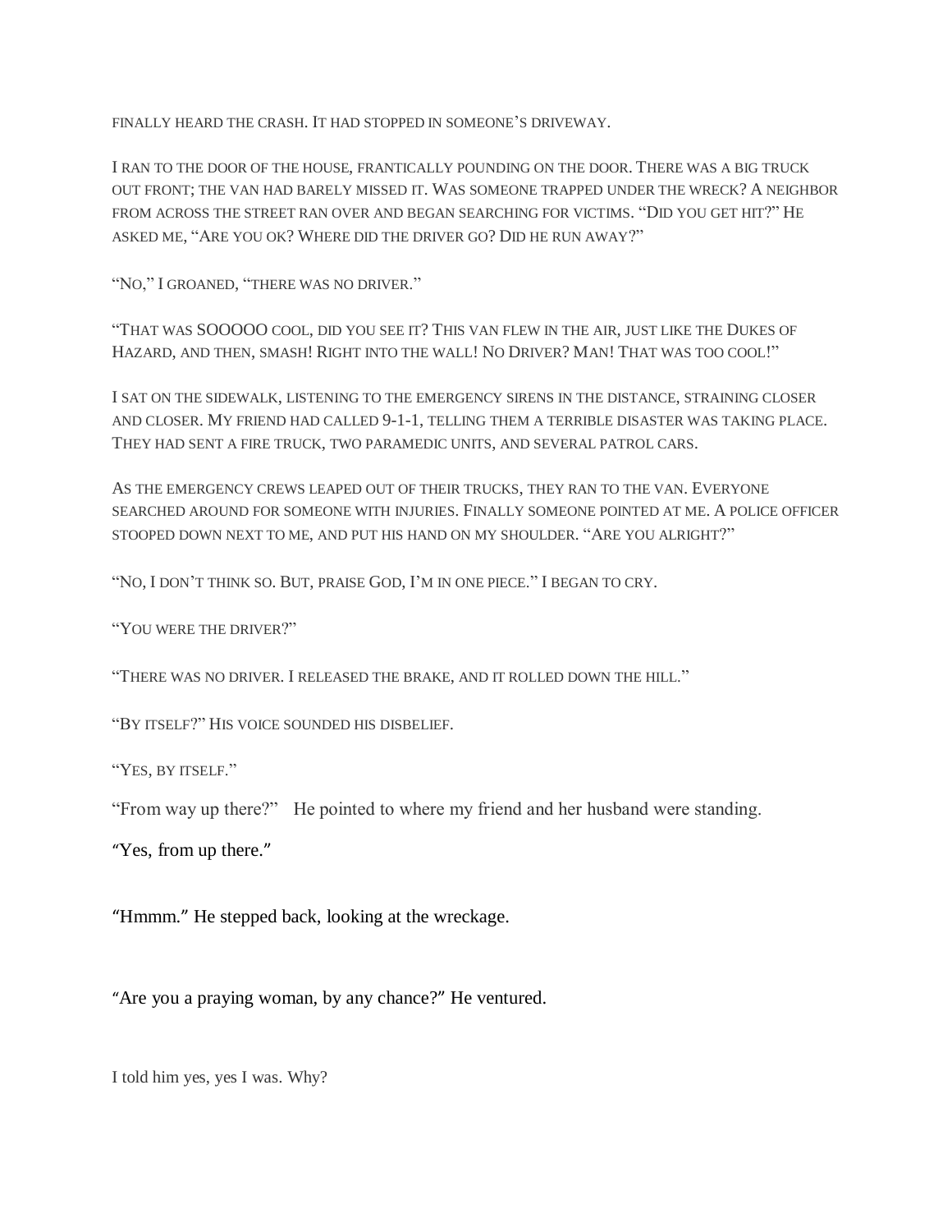finally heard the crash. It had stopped in someone's driveway.

I ran to the door of the house, frantically pounding on the door. There was a big truck out front; the van had barely missed it. Was someone trapped under the wreck? A neighbor from across the street ran over and began searching for victims. "Did you get hit?" He asked me, "Are you OK? Where did the driver go? Did he run away?"

"No," I groaned, "there was no driver."

"That was SOOOOO cool, did you see it? This van flew in the air, just like the Dukes of Hazard, and then, smash! Right into the wall! No Driver? Man! That was too cool!"

I sat on the sidewalk, listening to the emergency sirens in the distance, straining closer and closer. My friend had called 9-1-1, telling them a terrible disaster was taking place. They had sent a fire truck, two paramedic units, and several patrol cars.

As the emergency crews leaped out of their trucks, they ran to the van. Everyone searched around for someone with injuries. Finally someone pointed at me. A police officer stooped down next to me, and put his hand on my shoulder. "Are you alright?"

"No, I don't think so. But, praise God, I'm in one piece." I began to cry.

"You were the driver?"

"There was no driver. I released the brake, and it rolled down the hill."

"By itself?" His voice sounded his disbelief.

"Yes, by itself."

"From way up there?" He pointed to where my friend and her husband were standing.

"Yes, from up there."

"Hmmm." He stepped back, looking at the wreckage.

"Are you a praying woman, by any chance?" He ventured.

I told him yes, yes I was. Why?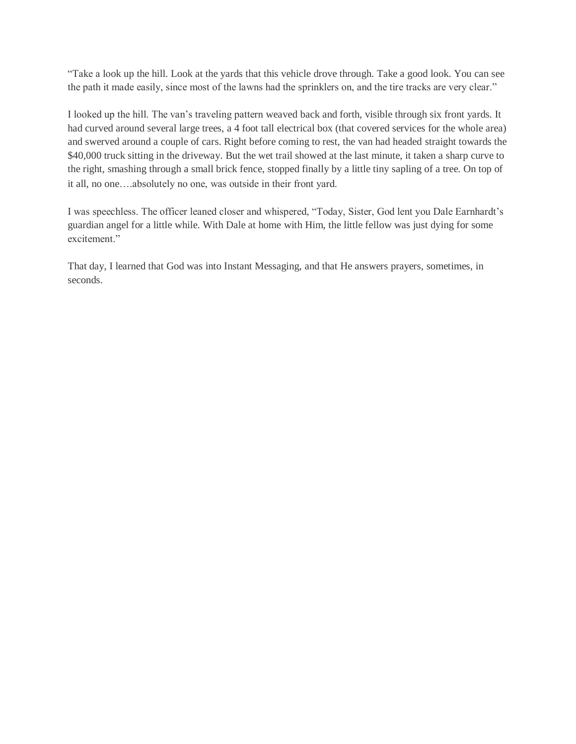“Take a look up the hill. Look at the yards that this vehicle drove through. Take a good look. You can see the path it made easily, since most of the lawns had the sprinklers on, and the tire tracks are very clear.”

I looked up the hill. The van’s traveling pattern weaved back and forth, visible through six front yards. It had curved around several large trees, a 4 foot tall electrical box (that covered services for the whole area) and swerved around a couple of cars. Right before coming to rest, the van had headed straight towards the $40,000 truck sitting in the driveway. But the wet trail showed at the last minute, it taken a sharp curve to the right, smashing through a small brick fence, stopped finally by a little tiny sapling of a tree. On top of it all, no one….absolutely no one, was outside in their front yard.

I was speechless. The officer leaned closer and whispered, “Today, Sister, God lent you Dale Earnhardt’s guardian angel for a little while. With Dale at home with Him, the little fellow was just dying for some excitement.”

That day, I learned that God was into Instant Messaging, and that He answers prayers, sometimes, in seconds.